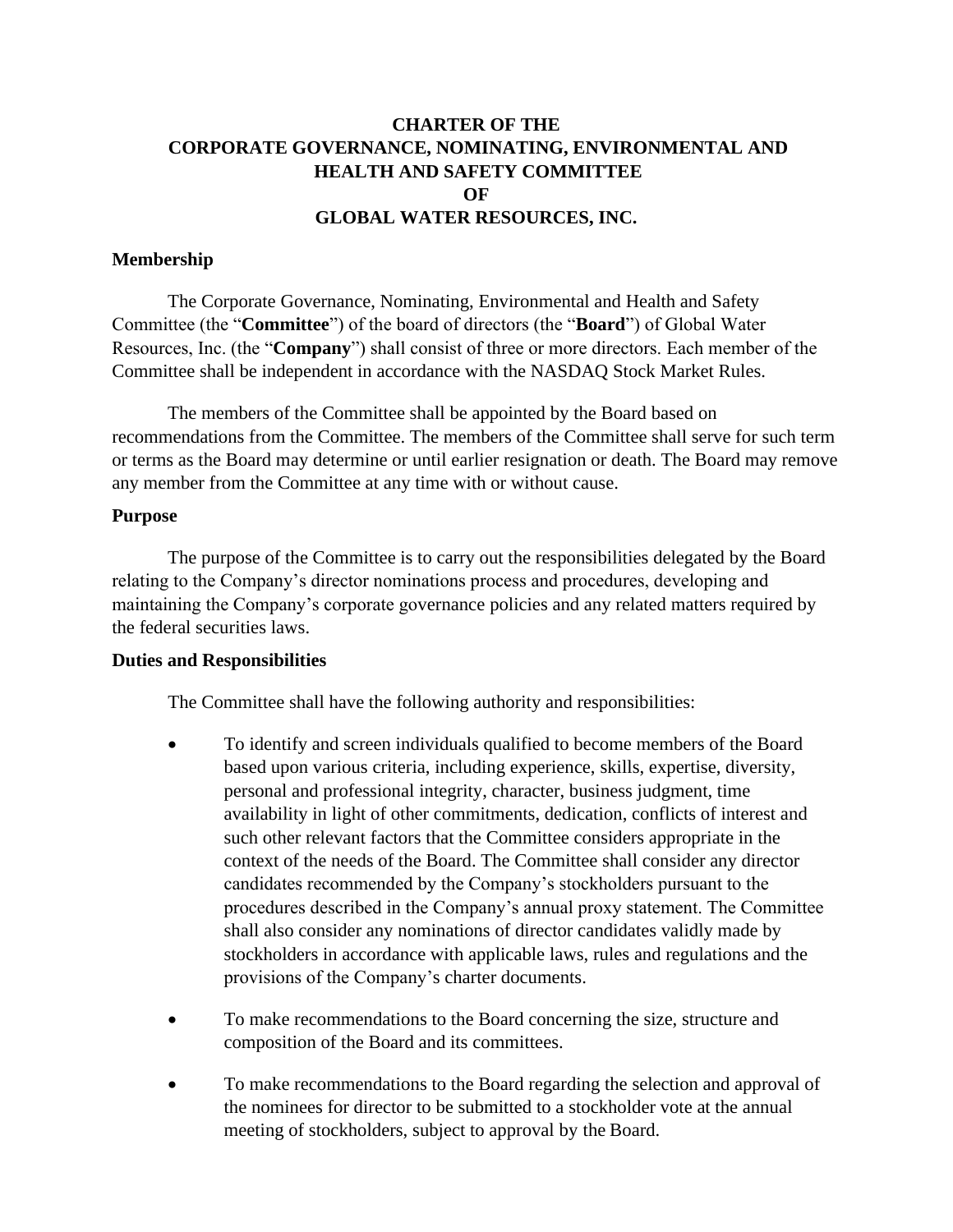# CHARTER OF THE CORPORATE GOVERNANCE, NOMINATING, ENVIRONMENTAL AND HEALTH AND SAFETY COMMITTEE OF GLOBAL WATER RESOURCES, INC.

## Membership

The Corporate Governance, Nominating, Environmental and Health and Safety Committee (the "**Committee**") of the board of directors (the "**Board**") of Global Water Resources, Inc. (the "**Company**") shall consist of three or more directors. Each member of the Committee shall be independent in accordance with the NASDAQ Stock Market Rules.

The members of the Committee shall be appointed by the Board based on recommendations from the Committee. The members of the Committee shall serve for such term or terms as the Board may determine or until earlier resignation or death. The Board may remove any member from the Committee at any time with or without cause.

## Purpose

The purpose of the Committee is to carry out the responsibilities delegated by the Board relating to the Company's director nominations process and procedures, developing and maintaining the Company's corporate governance policies and any related matters required by the federal securities laws.

## Duties and Responsibilities

The Committee shall have the following authority and responsibilities:

- To identify and screen individuals qualified to become members of the Board based upon various criteria, including experience, skills, expertise, diversity, personal and professional integrity, character, business judgment, time availability in light of other commitments, dedication, conflicts of interest and such other relevant factors that the Committee considers appropriate in the context of the needs of the Board. The Committee shall consider any director candidates recommended by the Company's stockholders pursuant to the procedures described in the Company's annual proxy statement. The Committee shall also consider any nominations of director candidates validly made by stockholders in accordance with applicable laws, rules and regulations and the provisions of the Company's charter documents.

- To make recommendations to the Board concerning the size, structure and composition of the Board and its committees.

- To make recommendations to the Board regarding the selection and approval of the nominees for director to be submitted to a stockholder vote at the annual meeting of stockholders, subject to approval by the Board.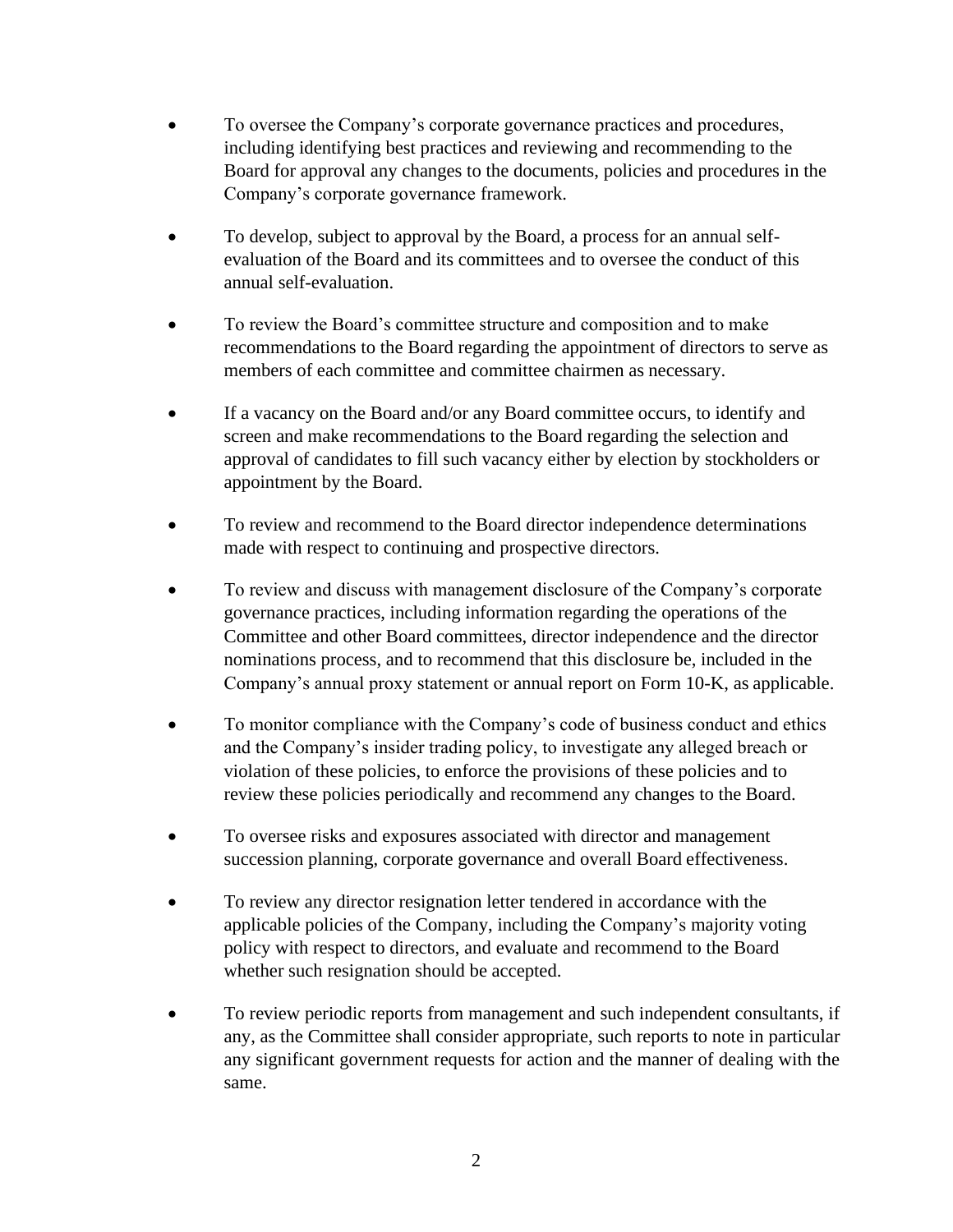- To oversee the Company's corporate governance practices and procedures, including identifying best practices and reviewing and recommending to the Board for approval any changes to the documents, policies and procedures in the Company's corporate governance framework.

- To develop, subject to approval by the Board, a process for an annual self-evaluation of the Board and its committees and to oversee the conduct of this annual self-evaluation.

- To review the Board's committee structure and composition and to make recommendations to the Board regarding the appointment of directors to serve as members of each committee and committee chairmen as necessary.

- If a vacancy on the Board and/or any Board committee occurs, to identify and screen and make recommendations to the Board regarding the selection and approval of candidates to fill such vacancy either by election by stockholders or appointment by the Board.

- To review and recommend to the Board director independence determinations made with respect to continuing and prospective directors.

- To review and discuss with management disclosure of the Company's corporate governance practices, including information regarding the operations of the Committee and other Board committees, director independence and the director nominations process, and to recommend that this disclosure be, included in the Company's annual proxy statement or annual report on Form 10-K, as applicable.

- To monitor compliance with the Company's code of business conduct and ethics and the Company's insider trading policy, to investigate any alleged breach or violation of these policies, to enforce the provisions of these policies and to review these policies periodically and recommend any changes to the Board.

- To oversee risks and exposures associated with director and management succession planning, corporate governance and overall Board effectiveness.

- To review any director resignation letter tendered in accordance with the applicable policies of the Company, including the Company's majority voting policy with respect to directors, and evaluate and recommend to the Board whether such resignation should be accepted.

- To review periodic reports from management and such independent consultants, if any, as the Committee shall consider appropriate, such reports to note in particular any significant government requests for action and the manner of dealing with the same.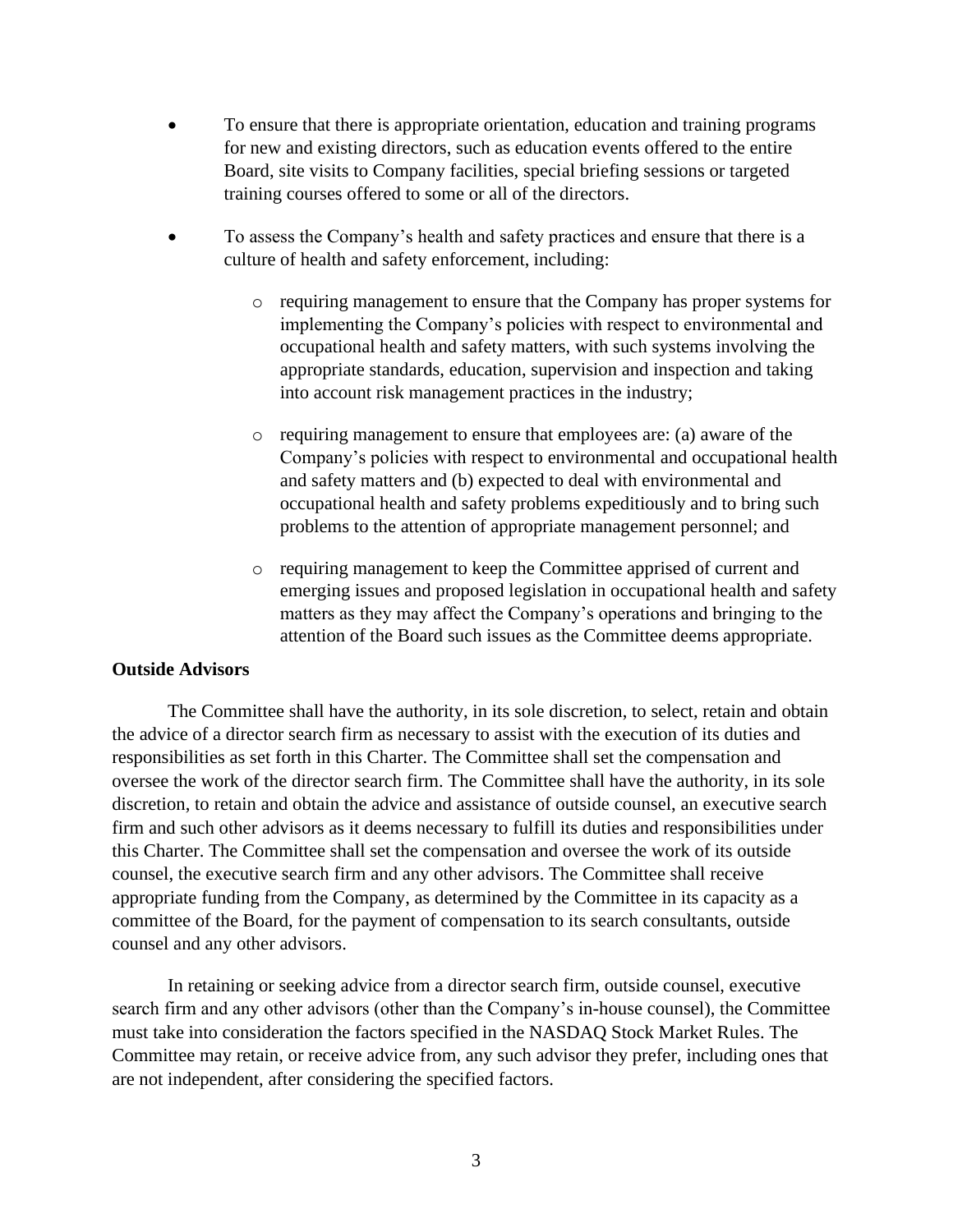- To ensure that there is appropriate orientation, education and training programs for new and existing directors, such as education events offered to the entire Board, site visits to Company facilities, special briefing sessions or targeted training courses offered to some or all of the directors.

- To assess the Company's health and safety practices and ensure that there is a culture of health and safety enforcement, including:

  - requiring management to ensure that the Company has proper systems for implementing the Company's policies with respect to environmental and occupational health and safety matters, with such systems involving the appropriate standards, education, supervision and inspection and taking into account risk management practices in the industry;

  - requiring management to ensure that employees are: (a) aware of the Company's policies with respect to environmental and occupational health and safety matters and (b) expected to deal with environmental and occupational health and safety problems expeditiously and to bring such problems to the attention of appropriate management personnel; and

  - requiring management to keep the Committee apprised of current and emerging issues and proposed legislation in occupational health and safety matters as they may affect the Company's operations and bringing to the attention of the Board such issues as the Committee deems appropriate.

**Outside Advisors**

The Committee shall have the authority, in its sole discretion, to select, retain and obtain the advice of a director search firm as necessary to assist with the execution of its duties and responsibilities as set forth in this Charter. The Committee shall set the compensation and oversee the work of the director search firm. The Committee shall have the authority, in its sole discretion, to retain and obtain the advice and assistance of outside counsel, an executive search firm and such other advisors as it deems necessary to fulfill its duties and responsibilities under this Charter. The Committee shall set the compensation and oversee the work of its outside counsel, the executive search firm and any other advisors. The Committee shall receive appropriate funding from the Company, as determined by the Committee in its capacity as a committee of the Board, for the payment of compensation to its search consultants, outside counsel and any other advisors.

In retaining or seeking advice from a director search firm, outside counsel, executive search firm and any other advisors (other than the Company's in-house counsel), the Committee must take into consideration the factors specified in the NASDAQ Stock Market Rules. The Committee may retain, or receive advice from, any such advisor they prefer, including ones that are not independent, after considering the specified factors.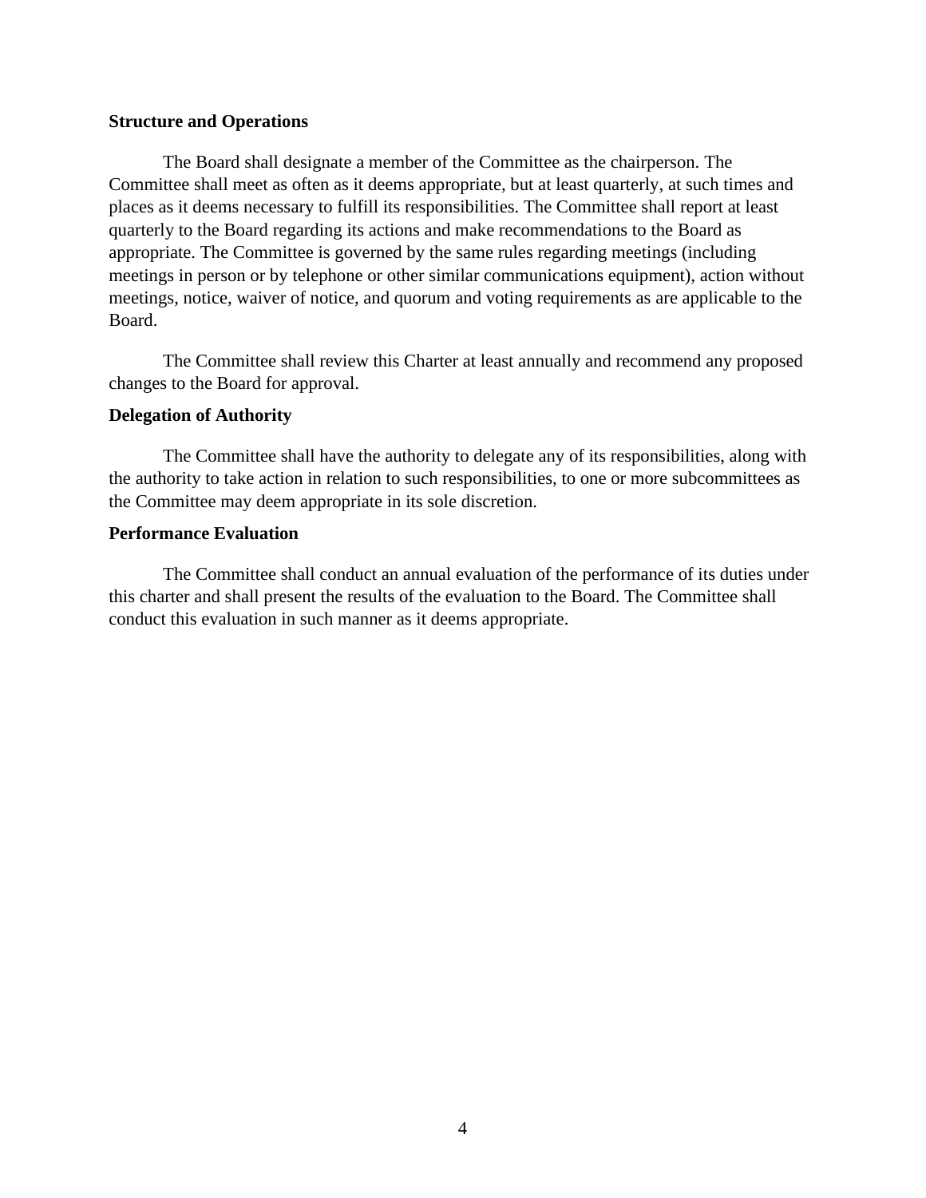**Structure and Operations**

The Board shall designate a member of the Committee as the chairperson. The Committee shall meet as often as it deems appropriate, but at least quarterly, at such times and places as it deems necessary to fulfill its responsibilities. The Committee shall report at least quarterly to the Board regarding its actions and make recommendations to the Board as appropriate. The Committee is governed by the same rules regarding meetings (including meetings in person or by telephone or other similar communications equipment), action without meetings, notice, waiver of notice, and quorum and voting requirements as are applicable to the Board.

The Committee shall review this Charter at least annually and recommend any proposed changes to the Board for approval.

**Delegation of Authority**

The Committee shall have the authority to delegate any of its responsibilities, along with the authority to take action in relation to such responsibilities, to one or more subcommittees as the Committee may deem appropriate in its sole discretion.

**Performance Evaluation**

The Committee shall conduct an annual evaluation of the performance of its duties under this charter and shall present the results of the evaluation to the Board. The Committee shall conduct this evaluation in such manner as it deems appropriate.